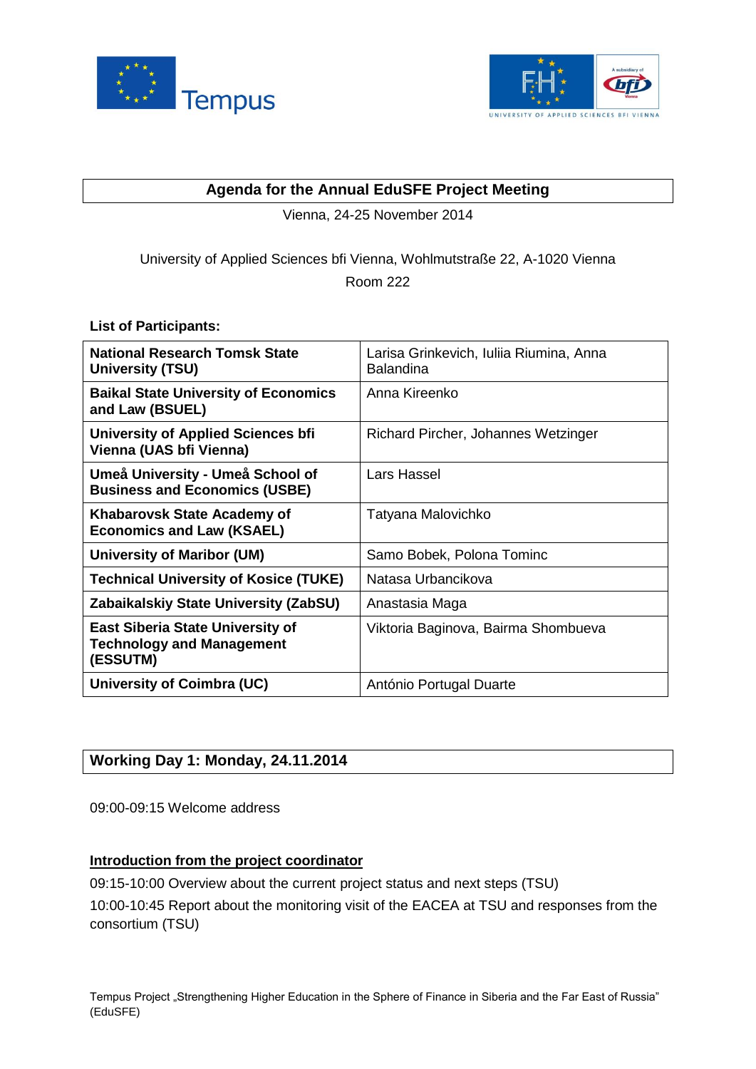## Agenda for the Annual EduSFE Project Meeting

Vienna, 24-25 November 2014

University of Applied Sciences bfi Vienna, Wohlmutstraße 22, A-1020 Vienna

Room 222

**List of Participants:**

| Institution | Participants |
| --- | --- |
| **National Research Tomsk State University (TSU)** | Larisa Grinkevich, Iuliia Riumina, Anna Balandina |
| **Baikal State University of Economics and Law (BSUEL)** | Anna Kireenko |
| **University of Applied Sciences bfi Vienna (UAS bfi Vienna)** | Richard Pircher, Johannes Wetzinger |
| **Umeå University - Umeå School of Business and Economics (USBE)** | Lars Hassel |
| **Khabarovsk State Academy of Economics and Law (KSAEL)** | Tatyana Malovichko |
| **University of Maribor (UM)** | Samo Bobek, Polona Tominc |
| **Technical University of Kosice (TUKE)** | Natasa Urbancikova |
| **Zabaikalskiy State University (ZabSU)** | Anastasia Maga |
| **East Siberia State University of Technology and Management (ESSUTM)** | Viktoria Baginova, Bairma Shombueva |
| **University of Coimbra (UC)** | António Portugal Duarte |

## Working Day 1: Monday, 24.11.2014

09:00-09:15 Welcome address

**Introduction from the project coordinator**

09:15-10:00 Overview about the current project status and next steps (TSU)

10:00-10:45 Report about the monitoring visit of the EACEA at TSU and responses from the consortium (TSU)

Tempus Project „Strengthening Higher Education in the Sphere of Finance in Siberia and the Far East of Russia" (EduSFE)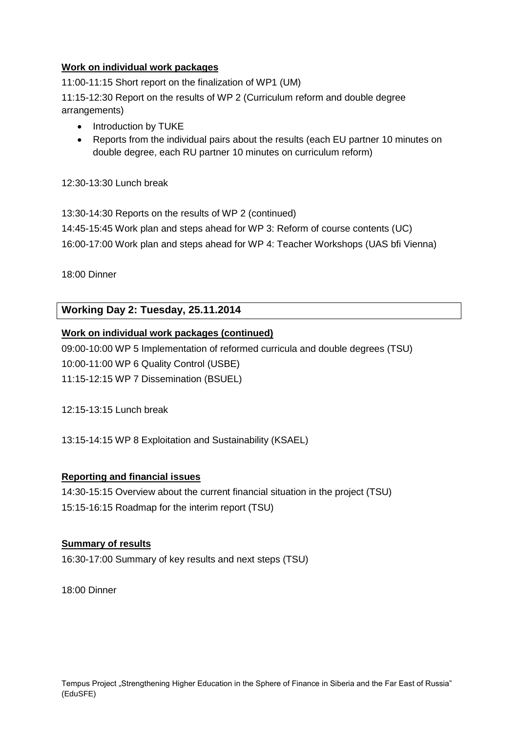**Work on individual work packages**

11:00-11:15 Short report on the finalization of WP1 (UM)

11:15-12:30 Report on the results of WP 2 (Curriculum reform and double degree arrangements)

- Introduction by TUKE
- Reports from the individual pairs about the results (each EU partner 10 minutes on double degree, each RU partner 10 minutes on curriculum reform)

12:30-13:30 Lunch break

13:30-14:30 Reports on the results of WP 2 (continued)

14:45-15:45 Work plan and steps ahead for WP 3: Reform of course contents (UC)

16:00-17:00 Work plan and steps ahead for WP 4: Teacher Workshops (UAS bfi Vienna)

18:00 Dinner

## Working Day 2: Tuesday, 25.11.2014

**Work on individual work packages (continued)**

09:00-10:00 WP 5 Implementation of reformed curricula and double degrees (TSU)

10:00-11:00 WP 6 Quality Control (USBE)

11:15-12:15 WP 7 Dissemination (BSUEL)

12:15-13:15 Lunch break

13:15-14:15 WP 8 Exploitation and Sustainability (KSAEL)

**Reporting and financial issues**

14:30-15:15 Overview about the current financial situation in the project (TSU)

15:15-16:15 Roadmap for the interim report (TSU)

**Summary of results**

16:30-17:00 Summary of key results and next steps (TSU)

18:00 Dinner